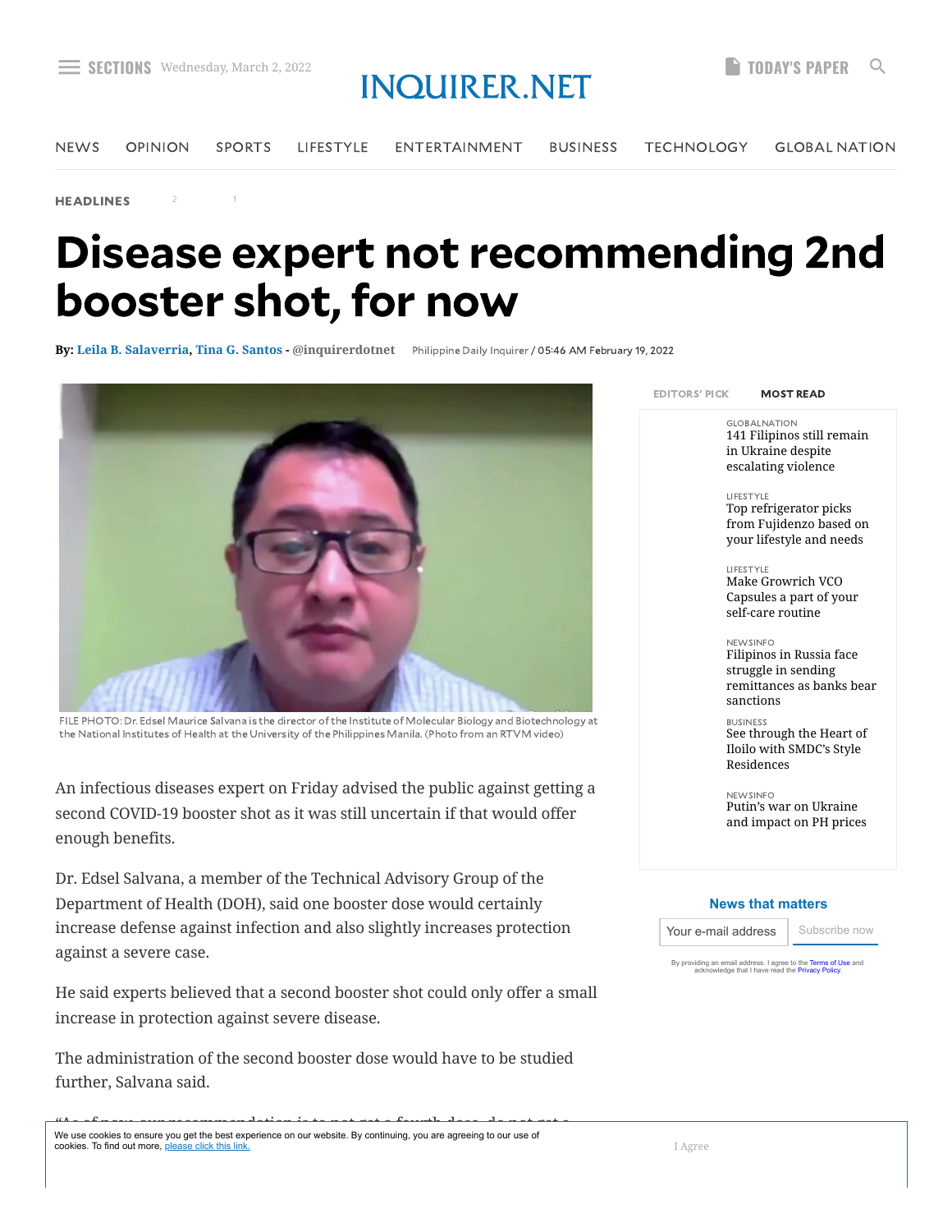# Disease expert not recommending 2nd booster shot, for now

**By:** Leila B. Salaverria, Tina G. Santos - @inquirerdotnet    Philippine Daily Inquirer / 05:46 AM February 19, 2022

FILE PHOTO: Dr. Edsel Maurice Salvana is the director of the Institute of Molecular Biology and Biotechnology at the National Institutes of Health at the University of the Philippines Manila. (Photo from an RTVM video)

An infectious diseases expert on Friday advised the public against getting a second COVID-19 booster shot as it was still uncertain if that would offer enough benefits.

Dr. Edsel Salvana, a member of the Technical Advisory Group of the Department of Health (DOH), said one booster dose would certainly increase defense against infection and also slightly increases protection against a severe case.

He said experts believed that a second booster shot could only offer a small increase in protection against severe disease.

The administration of the second booster dose would have to be studied further, Salvana said.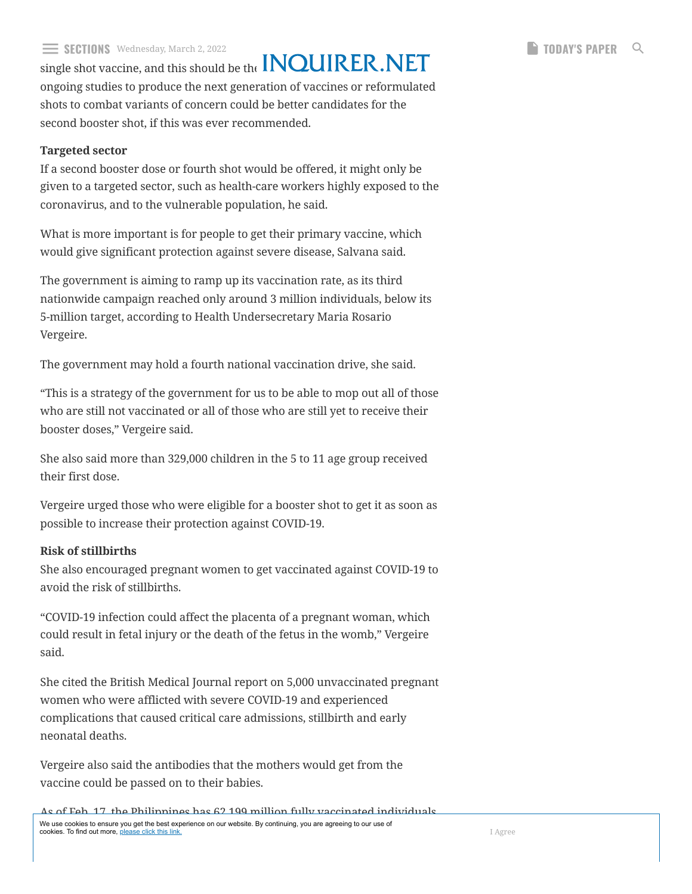single shot vaccine, and this should be the ongoing studies to produce the next generation of vaccines or reformulated shots to combat variants of concern could be better candidates for the second booster shot, if this was ever recommended.

**Targeted sector**

If a second booster dose or fourth shot would be offered, it might only be given to a targeted sector, such as health-care workers highly exposed to the coronavirus, and to the vulnerable population, he said.

What is more important is for people to get their primary vaccine, which would give significant protection against severe disease, Salvana said.

The government is aiming to ramp up its vaccination rate, as its third nationwide campaign reached only around 3 million individuals, below its 5-million target, according to Health Undersecretary Maria Rosario Vergeire.

The government may hold a fourth national vaccination drive, she said.

"This is a strategy of the government for us to be able to mop out all of those who are still not vaccinated or all of those who are still yet to receive their booster doses," Vergeire said.

She also said more than 329,000 children in the 5 to 11 age group received their first dose.

Vergeire urged those who were eligible for a booster shot to get it as soon as possible to increase their protection against COVID-19.

**Risk of stillbirths**

She also encouraged pregnant women to get vaccinated against COVID-19 to avoid the risk of stillbirths.

"COVID-19 infection could affect the placenta of a pregnant woman, which could result in fetal injury or the death of the fetus in the womb," Vergeire said.

She cited the British Medical Journal report on 5,000 unvaccinated pregnant women who were afflicted with severe COVID-19 and experienced complications that caused critical care admissions, stillbirth and early neonatal deaths.

Vergeire also said the antibodies that the mothers would get from the vaccine could be passed on to their babies.

As of Feb. 17, the Philippines has 62.199 million fully vaccinated individuals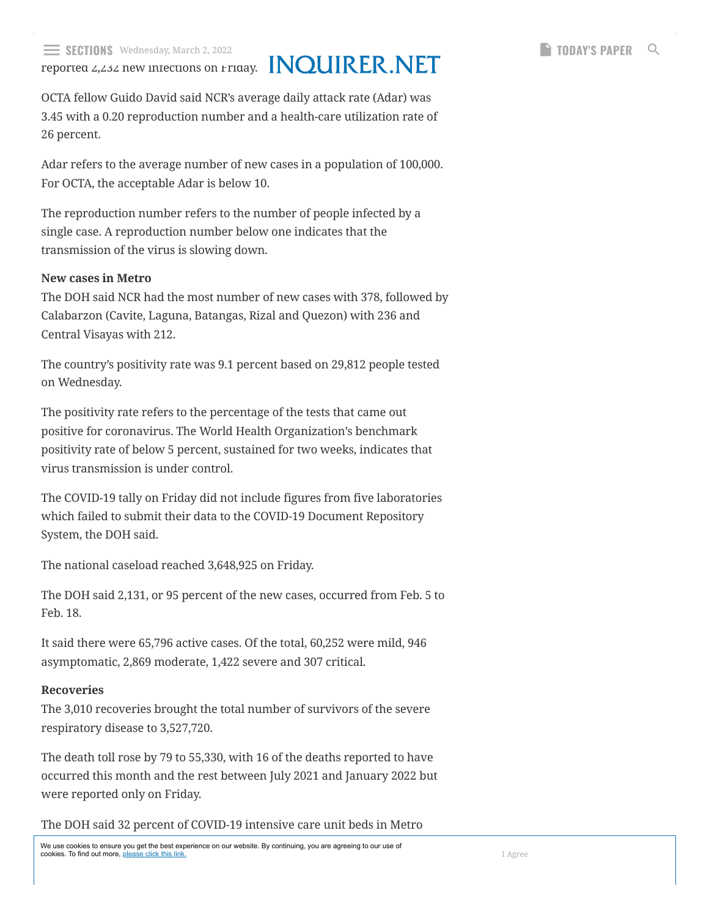reported 2,232 new infections on Friday.

OCTA fellow Guido David said NCR's average daily attack rate (Adar) was 3.45 with a 0.20 reproduction number and a health-care utilization rate of 26 percent.

Adar refers to the average number of new cases in a population of 100,000. For OCTA, the acceptable Adar is below 10.

The reproduction number refers to the number of people infected by a single case. A reproduction number below one indicates that the transmission of the virus is slowing down.

**New cases in Metro**

The DOH said NCR had the most number of new cases with 378, followed by Calabarzon (Cavite, Laguna, Batangas, Rizal and Quezon) with 236 and Central Visayas with 212.

The country's positivity rate was 9.1 percent based on 29,812 people tested on Wednesday.

The positivity rate refers to the percentage of the tests that came out positive for coronavirus. The World Health Organization's benchmark positivity rate of below 5 percent, sustained for two weeks, indicates that virus transmission is under control.

The COVID-19 tally on Friday did not include figures from five laboratories which failed to submit their data to the COVID-19 Document Repository System, the DOH said.

The national caseload reached 3,648,925 on Friday.

The DOH said 2,131, or 95 percent of the new cases, occurred from Feb. 5 to Feb. 18.

It said there were 65,796 active cases. Of the total, 60,252 were mild, 946 asymptomatic, 2,869 moderate, 1,422 severe and 307 critical.

**Recoveries**

The 3,010 recoveries brought the total number of survivors of the severe respiratory disease to 3,527,720.

The death toll rose by 79 to 55,330, with 16 of the deaths reported to have occurred this month and the rest between July 2021 and January 2022 but were reported only on Friday.

The DOH said 32 percent of COVID-19 intensive care unit beds in Metro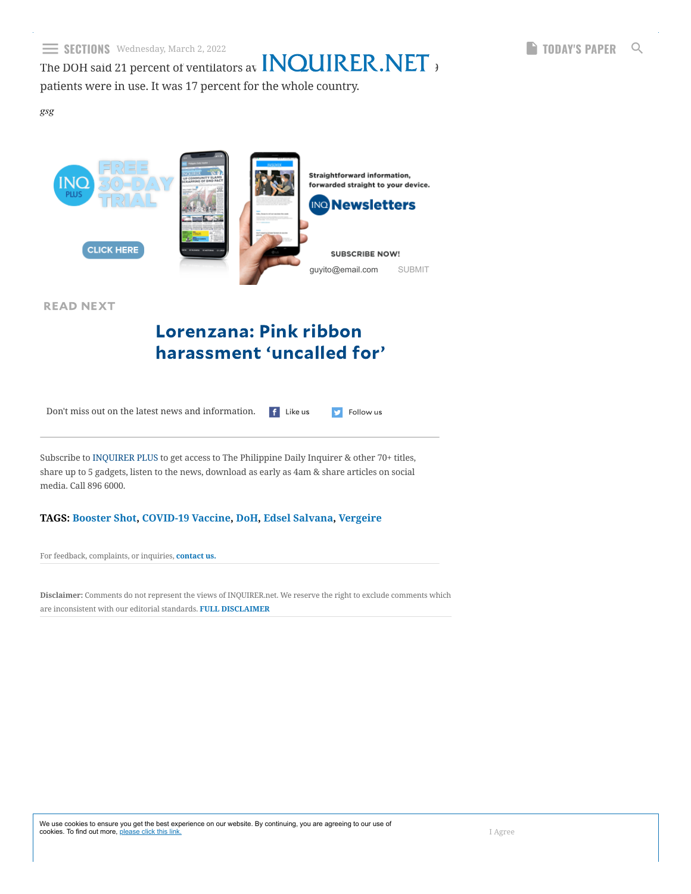The DOH said 21 percent of ventilators av[...] patients were in use. It was 17 percent for the whole country.

*gsg*

READ NEXT

## Lorenzana: Pink ribbon harassment 'uncalled for'

Don't miss out on the latest news and information. Like us Follow us

Subscribe to INQUIRER PLUS to get access to The Philippine Daily Inquirer & other 70+ titles, share up to 5 gadgets, listen to the news, download as early as 4am & share articles on social media. Call 896 6000.

**TAGS:** Booster Shot, COVID-19 Vaccine, DoH, Edsel Salvana, Vergeire

For feedback, complaints, or inquiries, **contact us.**

**Disclaimer:** Comments do not represent the views of INQUIRER.net. We reserve the right to exclude comments which are inconsistent with our editorial standards. **FULL DISCLAIMER**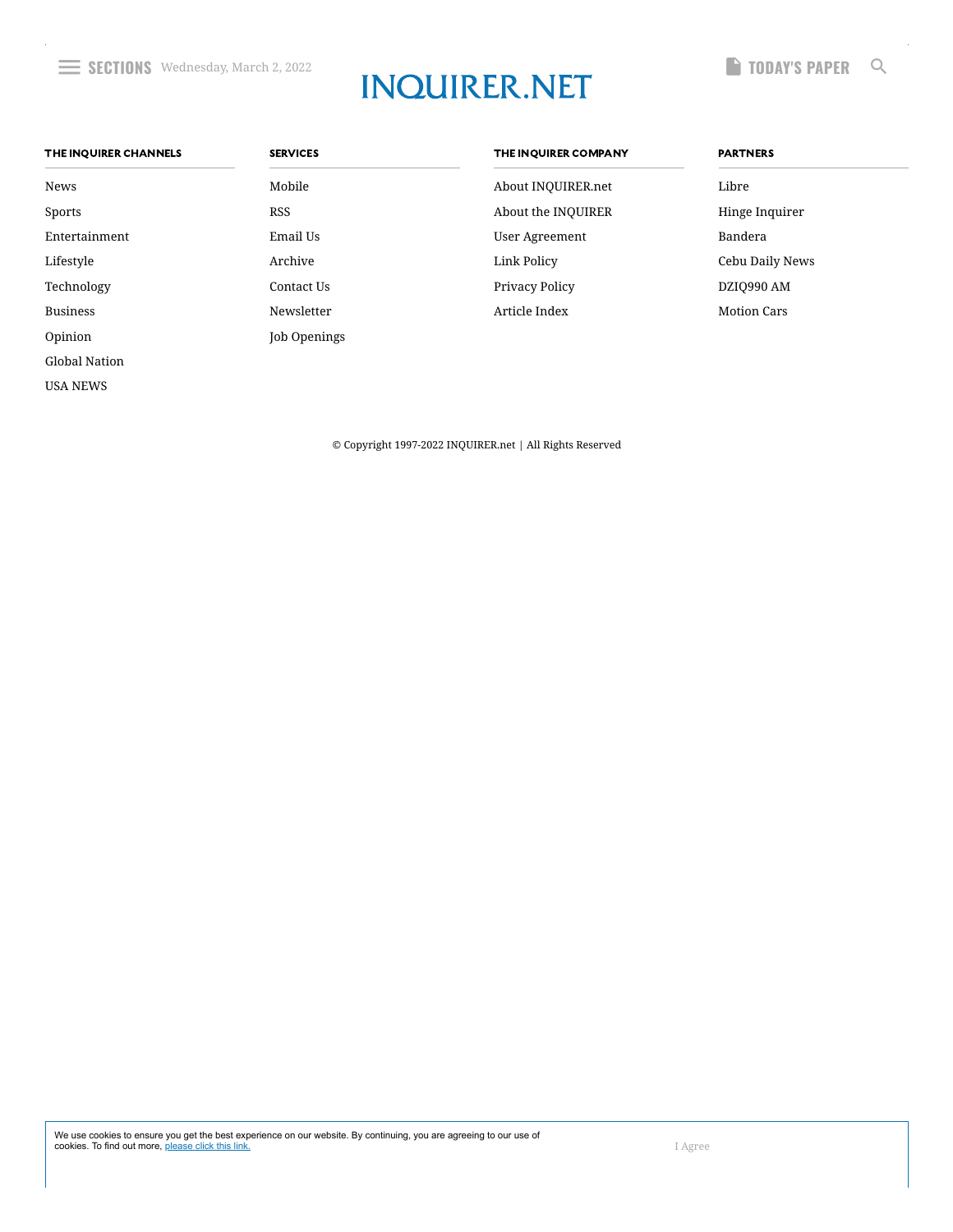SECTIONS Wednesday, March 2, 2022

# INQUIRER.NET

TODAY'S PAPER

**THE INQUIRER CHANNELS**

- News
- Sports
- Entertainment
- Lifestyle
- Technology
- Business
- Opinion
- Global Nation
- USA NEWS

**SERVICES**

- Mobile
- RSS
- Email Us
- Archive
- Contact Us
- Newsletter
- Job Openings

**THE INQUIRER COMPANY**

- About INQUIRER.net
- About the INQUIRER
- User Agreement
- Link Policy
- Privacy Policy
- Article Index

**PARTNERS**

- Libre
- Hinge Inquirer
- Bandera
- Cebu Daily News
- DZIQ990 AM
- Motion Cars

© Copyright 1997-2022 INQUIRER.net | All Rights Reserved

We use cookies to ensure you get the best experience on our website. By continuing, you are agreeing to our use of cookies. To find out more, please click this link.

I Agree